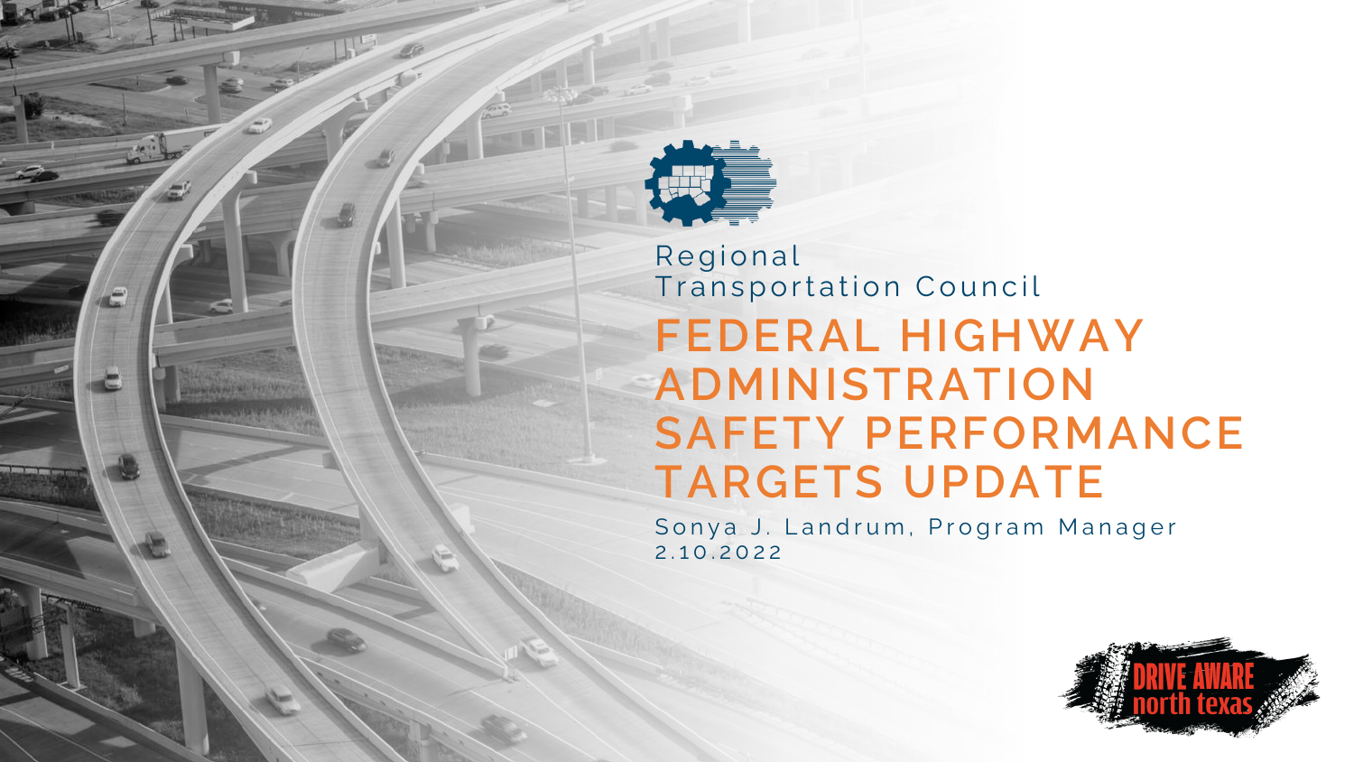Regional Transportation Council

# FEDERAL HIGHWAY ADMINISTRATION SAFETY PERFORMANCE TARGETS UPDATE

Sonya J. Landrum, Program Manager
2.10.2022

DRIVE AWARE north texas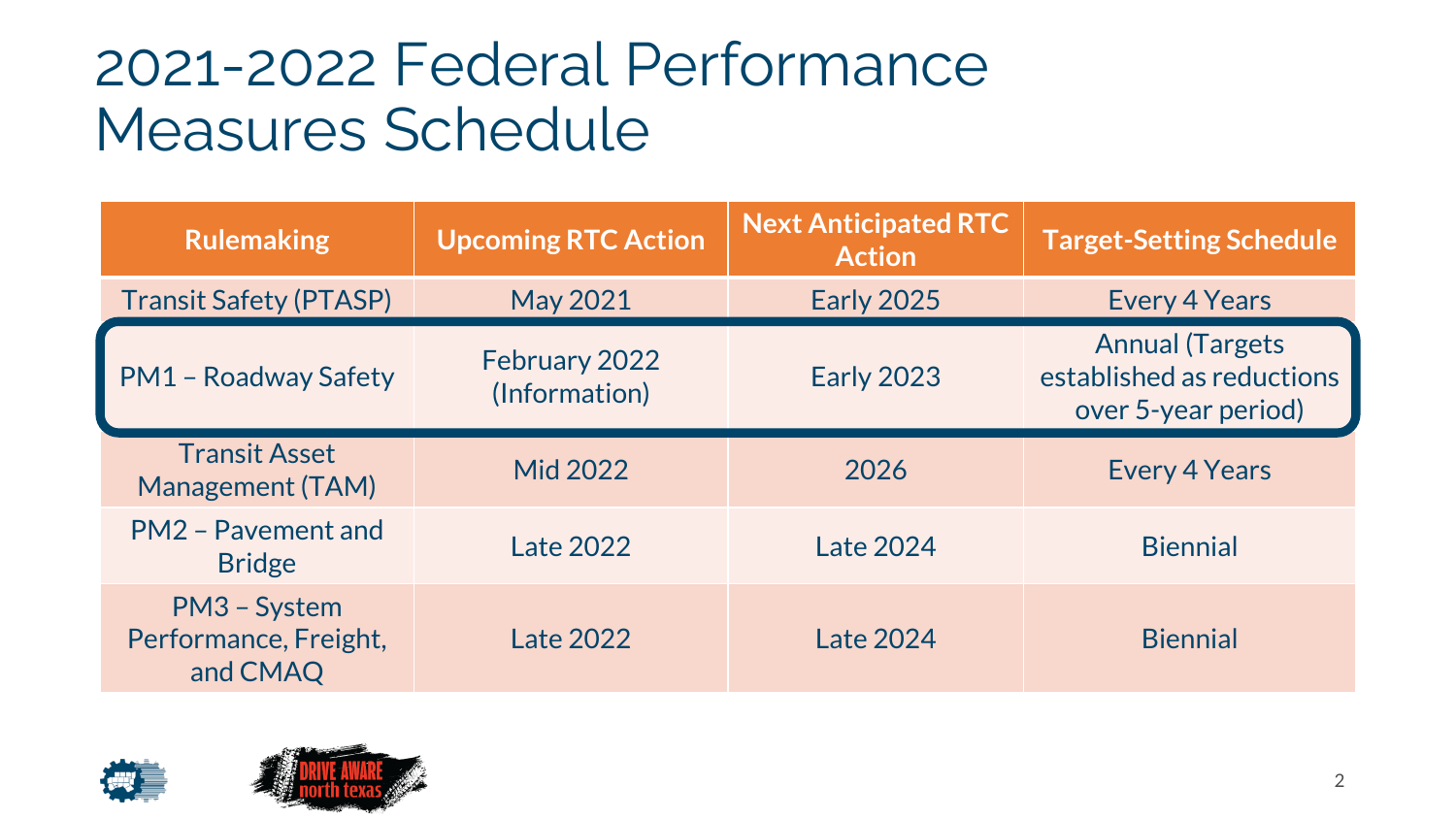# 2021-2022 Federal Performance Measures Schedule

| Rulemaking | Upcoming RTC Action | Next Anticipated RTC Action | Target-Setting Schedule |
| --- | --- | --- | --- |
| Transit Safety (PTASP) | May 2021 | Early 2025 | Every 4 Years |
| PM1 – Roadway Safety | February 2022 (Information) | Early 2023 | Annual (Targets established as reductions over 5-year period) |
| Transit Asset Management (TAM) | Mid 2022 | 2026 | Every 4 Years |
| PM2 – Pavement and Bridge | Late 2022 | Late 2024 | Biennial |
| PM3 – System Performance, Freight, and CMAQ | Late 2022 | Late 2024 | Biennial |

DRIVE AWARE north texas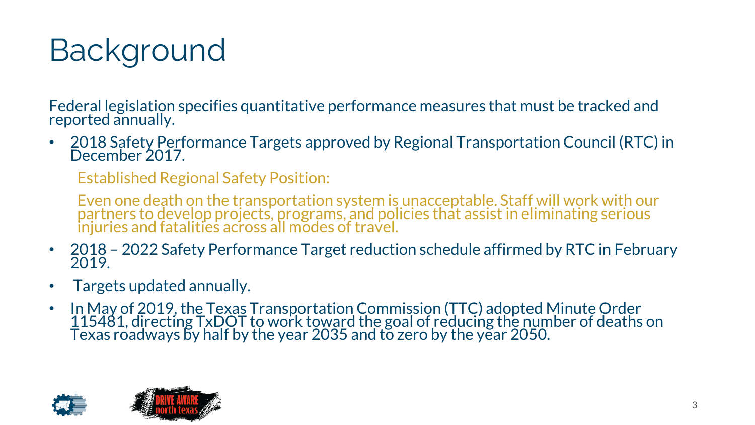# Background

Federal legislation specifies quantitative performance measures that must be tracked and reported annually.

- 2018 Safety Performance Targets approved by Regional Transportation Council (RTC) in December 2017.

  Established Regional Safety Position:

  Even one death on the transportation system is unacceptable. Staff will work with our partners to develop projects, programs, and policies that assist in eliminating serious injuries and fatalities across all modes of travel.

- 2018 – 2022 Safety Performance Target reduction schedule affirmed by RTC in February 2019.
- Targets updated annually.
- In May of 2019, the Texas Transportation Commission (TTC) adopted Minute Order 115481, directing TxDOT to work toward the goal of reducing the number of deaths on Texas roadways by half by the year 2035 and to zero by the year 2050.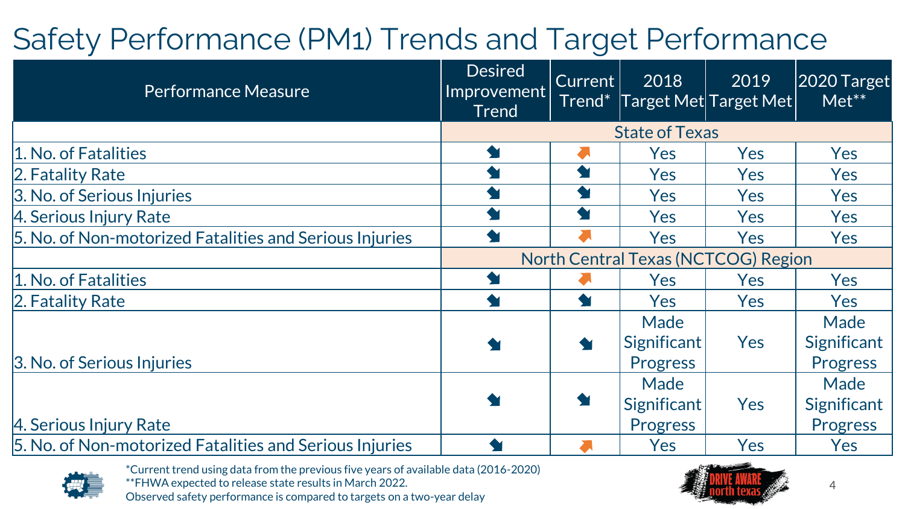# Safety Performance (PM1) Trends and Target Performance

| Performance Measure | Desired Improvement Trend | Current Trend* | 2018 Target Met | 2019 Target Met | 2020 Target Met** |
|---|---|---|---|---|---|
| | State of Texas | | | | |
| 1. No. of Fatalities | ↘ | ↗ | Yes | Yes | Yes |
| 2. Fatality Rate | ↘ | ↘ | Yes | Yes | Yes |
| 3. No. of Serious Injuries | ↘ | ↘ | Yes | Yes | Yes |
| 4. Serious Injury Rate | ↘ | ↘ | Yes | Yes | Yes |
| 5. No. of Non-motorized Fatalities and Serious Injuries | ↘ | ↗ | Yes | Yes | Yes |
| | North Central Texas (NCTCOG) Region | | | | |
| 1. No. of Fatalities | ↘ | ↗ | Yes | Yes | Yes |
| 2. Fatality Rate | ↘ | ↘ | Yes | Yes | Yes |
| 3. No. of Serious Injuries | ↘ | ↘ | Made Significant Progress | Yes | Made Significant Progress |
| 4. Serious Injury Rate | ↘ | ↘ | Made Significant Progress | Yes | Made Significant Progress |
| 5. No. of Non-motorized Fatalities and Serious Injuries | ↘ | ↗ | Yes | Yes | Yes |

*Current trend using data from the previous five years of available data (2016-2020)
**FHWA expected to release state results in March 2022.
Observed safety performance is compared to targets on a two-year delay

DRIVE AWARE north texas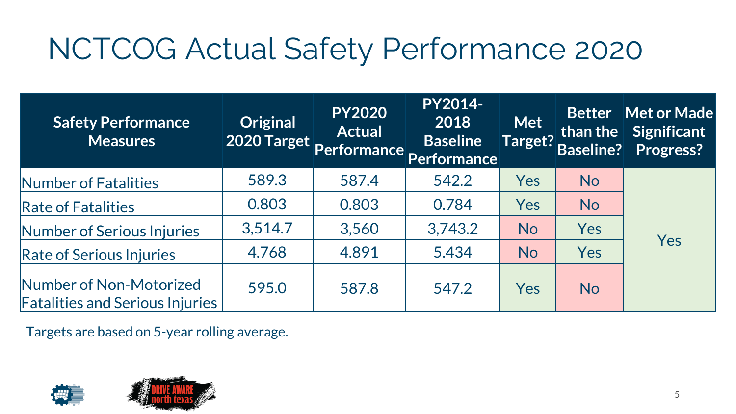# NCTCOG Actual Safety Performance 2020

| Safety Performance Measures | Original 2020 Target | PY2020 Actual Performance | PY2014-2018 Baseline Performance | Met Target? | Better than the Baseline? | Met or Made Significant Progress? |
|---|---|---|---|---|---|---|
| Number of Fatalities | 589.3 | 587.4 | 542.2 | Yes | No | Yes |
| Rate of Fatalities | 0.803 | 0.803 | 0.784 | Yes | No | |
| Number of Serious Injuries | 3,514.7 | 3,560 | 3,743.2 | No | Yes | |
| Rate of Serious Injuries | 4.768 | 4.891 | 5.434 | No | Yes | |
| Number of Non-Motorized Fatalities and Serious Injuries | 595.0 | 587.8 | 547.2 | Yes | No | |

Targets are based on 5-year rolling average.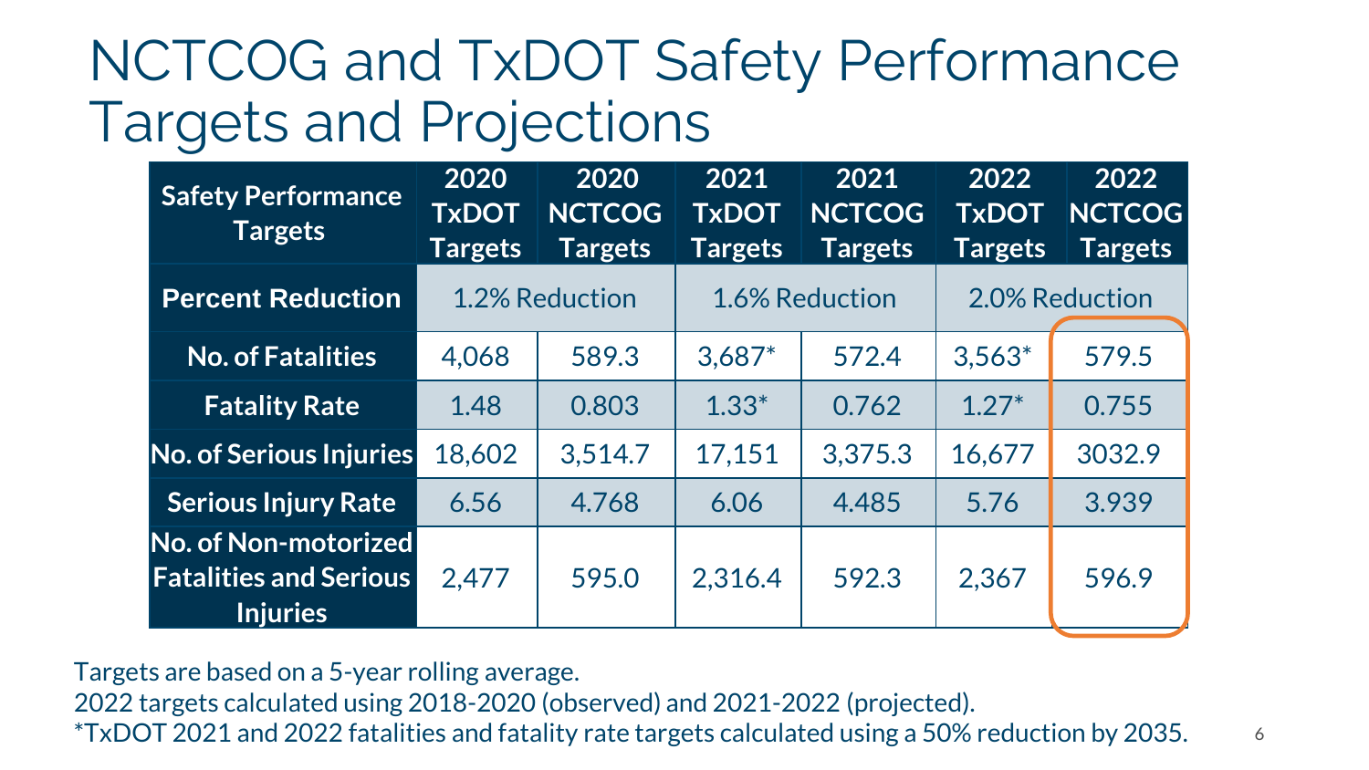# NCTCOG and TxDOT Safety Performance Targets and Projections

| Safety Performance Targets | 2020 TxDOT Targets | 2020 NCTCOG Targets | 2021 TxDOT Targets | 2021 NCTCOG Targets | 2022 TxDOT Targets | 2022 NCTCOG Targets |
|---|---|---|---|---|---|---|
| Percent Reduction | 1.2% Reduction | | 1.6% Reduction | | 2.0% Reduction | |
| No. of Fatalities | 4,068 | 589.3 | 3,687* | 572.4 | 3,563* | 579.5 |
| Fatality Rate | 1.48 | 0.803 | 1.33* | 0.762 | 1.27* | 0.755 |
| No. of Serious Injuries | 18,602 | 3,514.7 | 17,151 | 3,375.3 | 16,677 | 3032.9 |
| Serious Injury Rate | 6.56 | 4.768 | 6.06 | 4.485 | 5.76 | 3.939 |
| No. of Non-motorized Fatalities and Serious Injuries | 2,477 | 595.0 | 2,316.4 | 592.3 | 2,367 | 596.9 |

Targets are based on a 5-year rolling average.

2022 targets calculated using 2018-2020 (observed) and 2021-2022 (projected).

*TxDOT 2021 and 2022 fatalities and fatality rate targets calculated using a 50% reduction by 2035.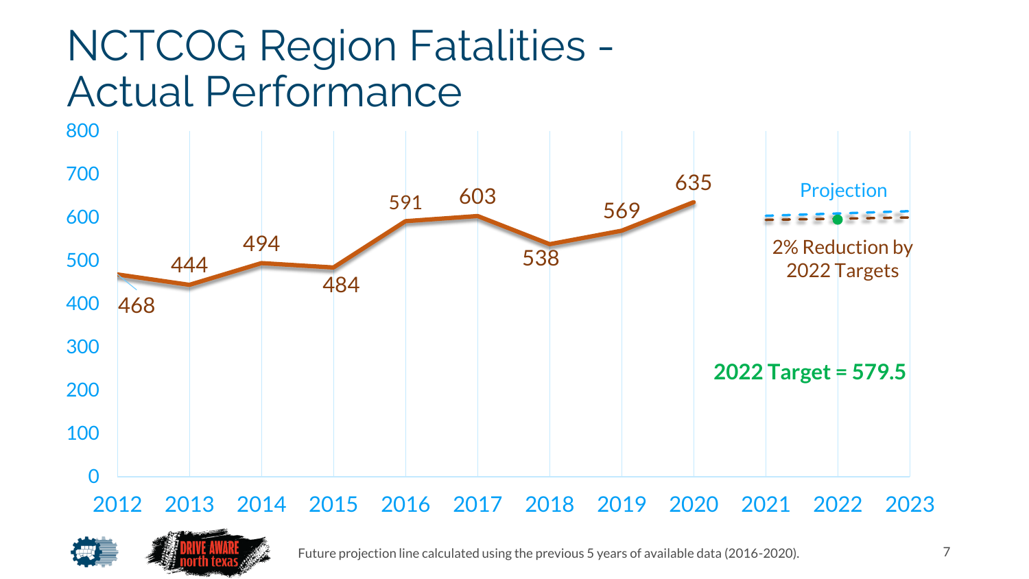# NCTCOG Region Fatalities - Actual Performance

| Year | Fatalities |
|---|---|
| 2012 | 468 |
| 2013 | 444 |
| 2014 | 494 |
| 2015 | 484 |
| 2016 | 591 |
| 2017 | 603 |
| 2018 | 538 |
| 2019 | 569 |
| 2020 | 635 |

Projection

2% Reduction by 2022 Targets

**2022 Target = 579.5**

Future projection line calculated using the previous 5 years of available data (2016-2020).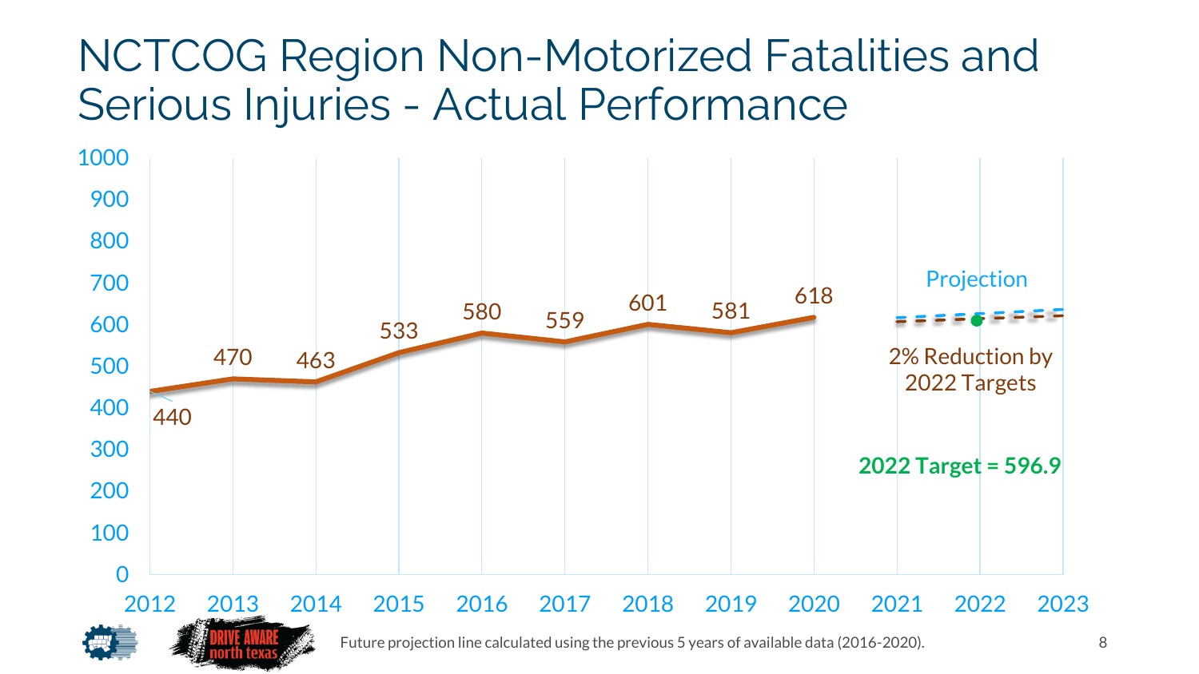# NCTCOG Region Non-Motorized Fatalities and Serious Injuries - Actual Performance

| Year | Value |
| --- | --- |
| 2012 | 440 |
| 2013 | 470 |
| 2014 | 463 |
| 2015 | 533 |
| 2016 | 580 |
| 2017 | 559 |
| 2018 | 601 |
| 2019 | 581 |
| 2020 | 618 |

Projection

2% Reduction by 2022 Targets

**2022 Target = 596.9**

Future projection line calculated using the previous 5 years of available data (2016-2020).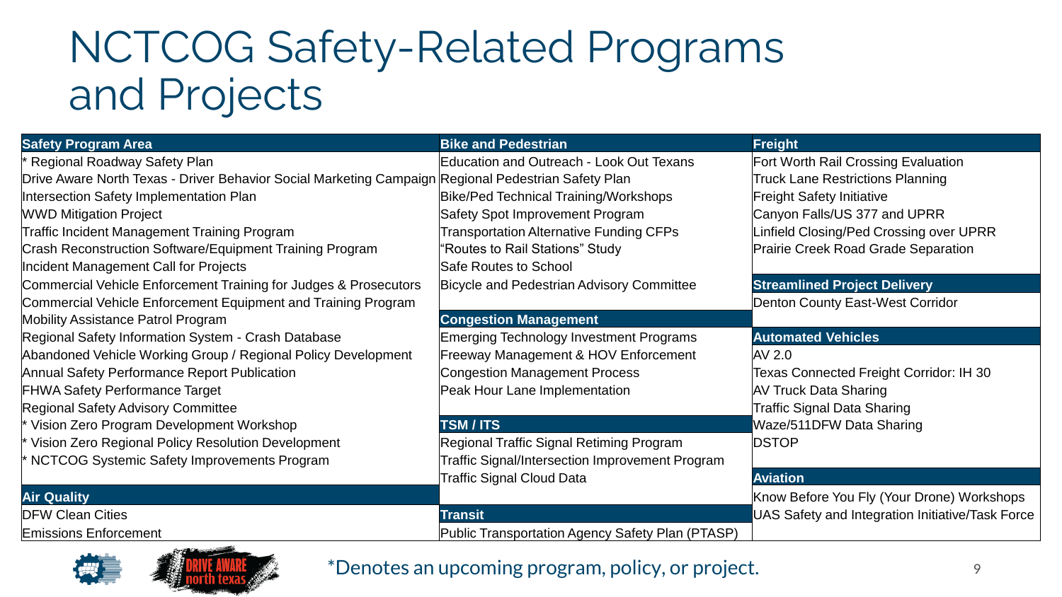# NCTCOG Safety-Related Programs and Projects

| Safety Program Area | Bike and Pedestrian | Freight |
| --- | --- | --- |
| * Regional Roadway Safety Plan | Education and Outreach - Look Out Texans | Fort Worth Rail Crossing Evaluation |
| Drive Aware North Texas - Driver Behavior Social Marketing Campaign | Regional Pedestrian Safety Plan | Truck Lane Restrictions Planning |
| Intersection Safety Implementation Plan | Bike/Ped Technical Training/Workshops | Freight Safety Initiative |
| WWD Mitigation Project | Safety Spot Improvement Program | Canyon Falls/US 377 and UPRR |
| Traffic Incident Management Training Program | Transportation Alternative Funding CFPs | Linfield Closing/Ped Crossing over UPRR |
| Crash Reconstruction Software/Equipment Training Program | "Routes to Rail Stations" Study | Prairie Creek Road Grade Separation |
| Incident Management Call for Projects | Safe Routes to School | |
| Commercial Vehicle Enforcement Training for Judges & Prosecutors | Bicycle and Pedestrian Advisory Committee | **Streamlined Project Delivery** |
| Commercial Vehicle Enforcement Equipment and Training Program | | Denton County East-West Corridor |
| Mobility Assistance Patrol Program | **Congestion Management** | |
| Regional Safety Information System - Crash Database | Emerging Technology Investment Programs | **Automated Vehicles** |
| Abandoned Vehicle Working Group / Regional Policy Development | Freeway Management & HOV Enforcement | AV 2.0 |
| Annual Safety Performance Report Publication | Congestion Management Process | Texas Connected Freight Corridor: IH 30 |
| FHWA Safety Performance Target | Peak Hour Lane Implementation | AV Truck Data Sharing |
| Regional Safety Advisory Committee | | Traffic Signal Data Sharing |
| * Vision Zero Program Development Workshop | **TSM / ITS** | Waze/511DFW Data Sharing |
| * Vision Zero Regional Policy Resolution Development | Regional Traffic Signal Retiming Program | DSTOP |
| * NCTCOG Systemic Safety Improvements Program | Traffic Signal/Intersection Improvement Program | |
| | Traffic Signal Cloud Data | **Aviation** |
| **Air Quality** | | Know Before You Fly (Your Drone) Workshops |
| DFW Clean Cities | **Transit** | UAS Safety and Integration Initiative/Task Force |
| Emissions Enforcement | Public Transportation Agency Safety Plan (PTASP) | |

*Denotes an upcoming program, policy, or project.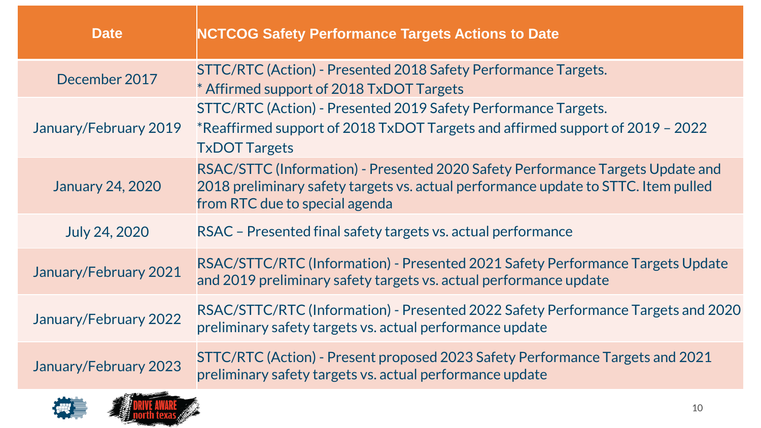| Date | NCTCOG Safety Performance Targets Actions to Date |
|---|---|
| December 2017 | STTC/RTC (Action) - Presented 2018 Safety Performance Targets.<br>* Affirmed support of 2018 TxDOT Targets |
| January/February 2019 | STTC/RTC (Action) - Presented 2019 Safety Performance Targets.<br>*Reaffirmed support of 2018 TxDOT Targets and affirmed support of 2019 – 2022 TxDOT Targets |
| January 24, 2020 | RSAC/STTC (Information) - Presented 2020 Safety Performance Targets Update and 2018 preliminary safety targets vs. actual performance update to STTC. Item pulled from RTC due to special agenda |
| July 24, 2020 | RSAC – Presented final safety targets vs. actual performance |
| January/February 2021 | RSAC/STTC/RTC (Information) - Presented 2021 Safety Performance Targets Update and 2019 preliminary safety targets vs. actual performance update |
| January/February 2022 | RSAC/STTC/RTC (Information) - Presented 2022 Safety Performance Targets and 2020 preliminary safety targets vs. actual performance update |
| January/February 2023 | STTC/RTC (Action) - Present proposed 2023 Safety Performance Targets and 2021 preliminary safety targets vs. actual performance update |

DRIVE AWARE north texas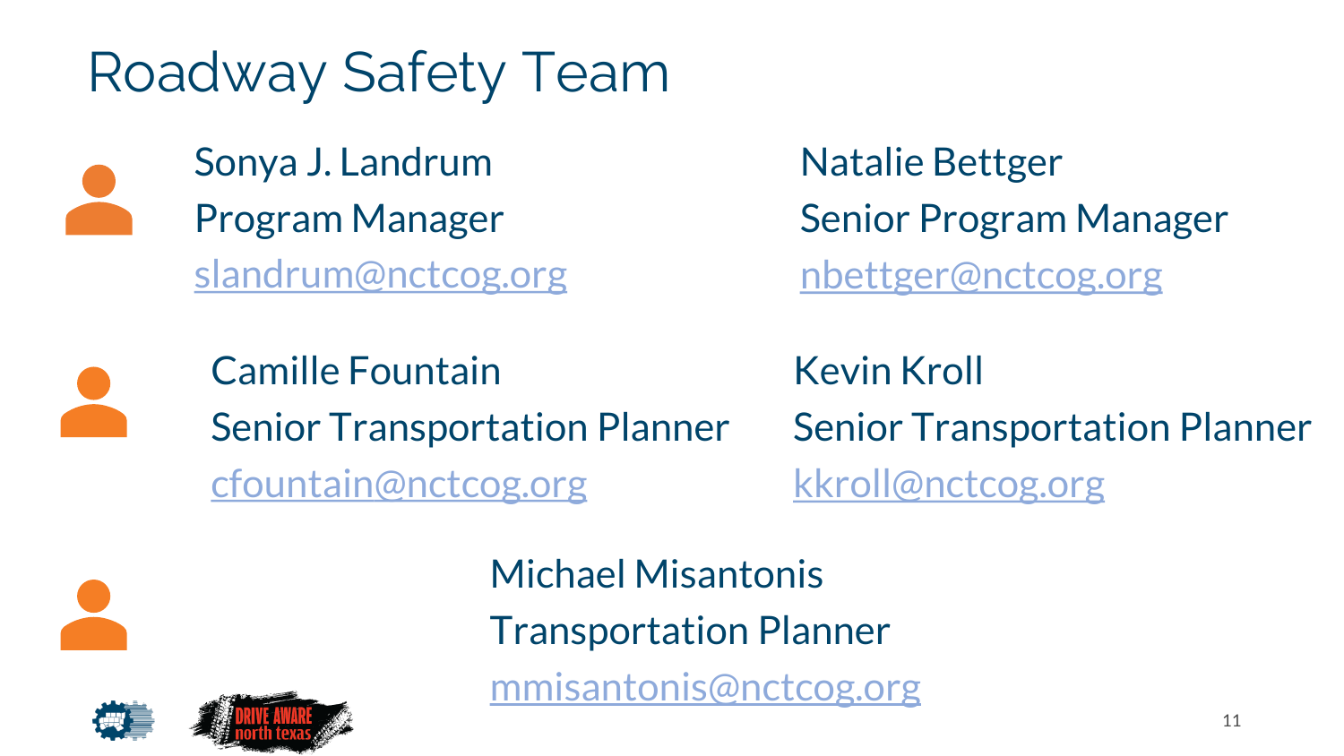# Roadway Safety Team

Sonya J. Landrum
Program Manager
slandrum@nctcog.org

Natalie Bettger
Senior Program Manager
nbettger@nctcog.org

Camille Fountain
Senior Transportation Planner
cfountain@nctcog.org

Kevin Kroll
Senior Transportation Planner
kkroll@nctcog.org

Michael Misantonis
Transportation Planner
mmisantonis@nctcog.org